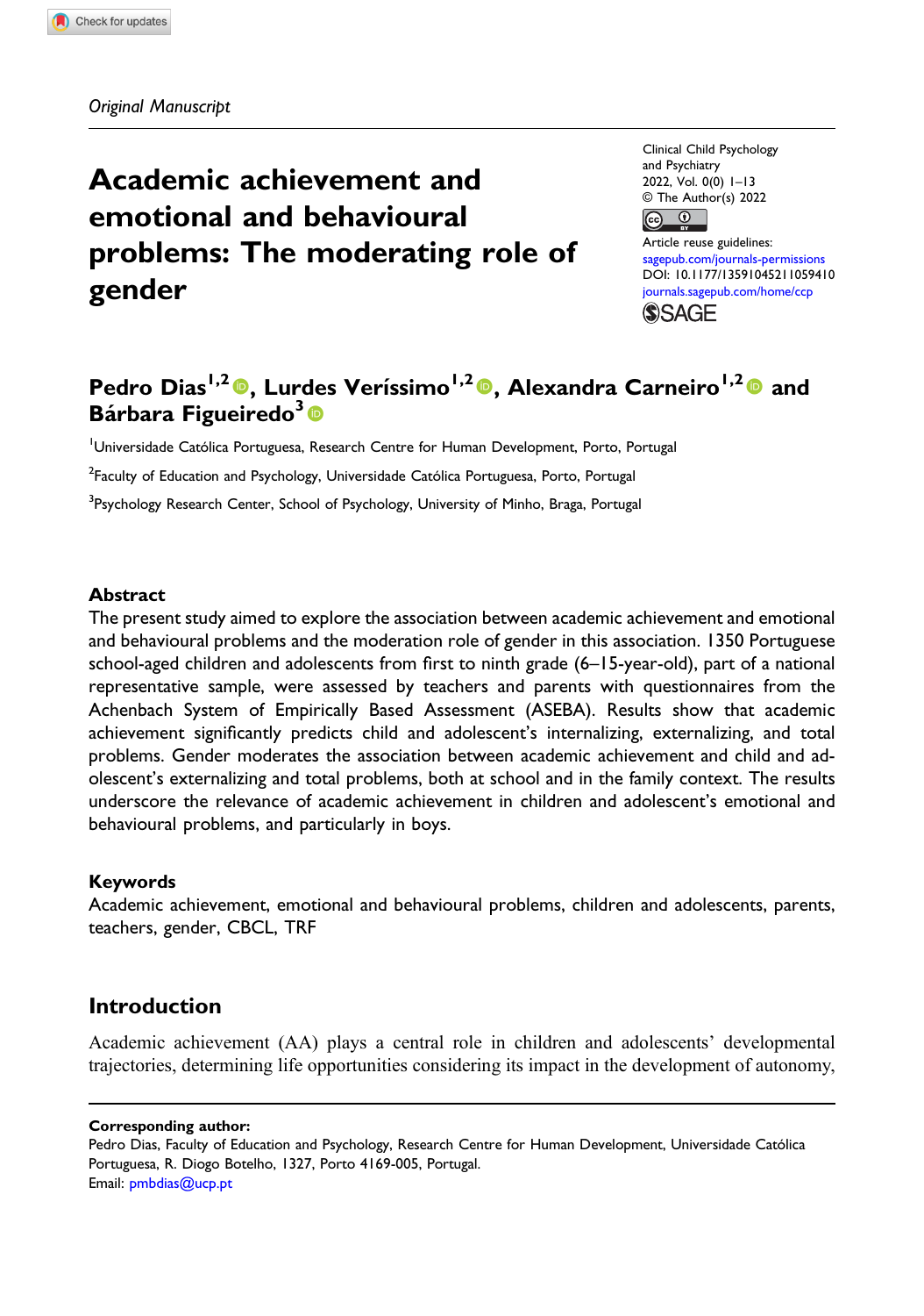*Original Manuscript*

# Academic achievement and emotional and behavioural problems: The moderating role of gender

**Pedro Dias[1,2], Lurdes Veríssimo[1,2], Alexandra Carneiro[1,2] and Bárbara Figueiredo[3]**

[1]Universidade Católica Portuguesa, Research Centre for Human Development, Porto, Portugal

[2]Faculty of Education and Psychology, Universidade Católica Portuguesa, Porto, Portugal

[3]Psychology Research Center, School of Psychology, University of Minho, Braga, Portugal

Clinical Child Psychology and Psychiatry
2022, Vol. 0(0) 1–13
© The Author(s) 2022
Article reuse guidelines: sagepub.com/journals-permissions
DOI: 10.1177/13591045211059410
journals.sagepub.com/home/ccp

### Abstract

The present study aimed to explore the association between academic achievement and emotional and behavioural problems and the moderation role of gender in this association. 1350 Portuguese school-aged children and adolescents from first to ninth grade (6–15-year-old), part of a national representative sample, were assessed by teachers and parents with questionnaires from the Achenbach System of Empirically Based Assessment (ASEBA). Results show that academic achievement significantly predicts child and adolescent's internalizing, externalizing, and total problems. Gender moderates the association between academic achievement and child and adolescent's externalizing and total problems, both at school and in the family context. The results underscore the relevance of academic achievement in children and adolescent's emotional and behavioural problems, and particularly in boys.

### Keywords

Academic achievement, emotional and behavioural problems, children and adolescents, parents, teachers, gender, CBCL, TRF

## Introduction

Academic achievement (AA) plays a central role in children and adolescents' developmental trajectories, determining life opportunities considering its impact in the development of autonomy,

**Corresponding author:**
Pedro Dias, Faculty of Education and Psychology, Research Centre for Human Development, Universidade Católica Portuguesa, R. Diogo Botelho, 1327, Porto 4169-005, Portugal.
Email: pmbdias@ucp.pt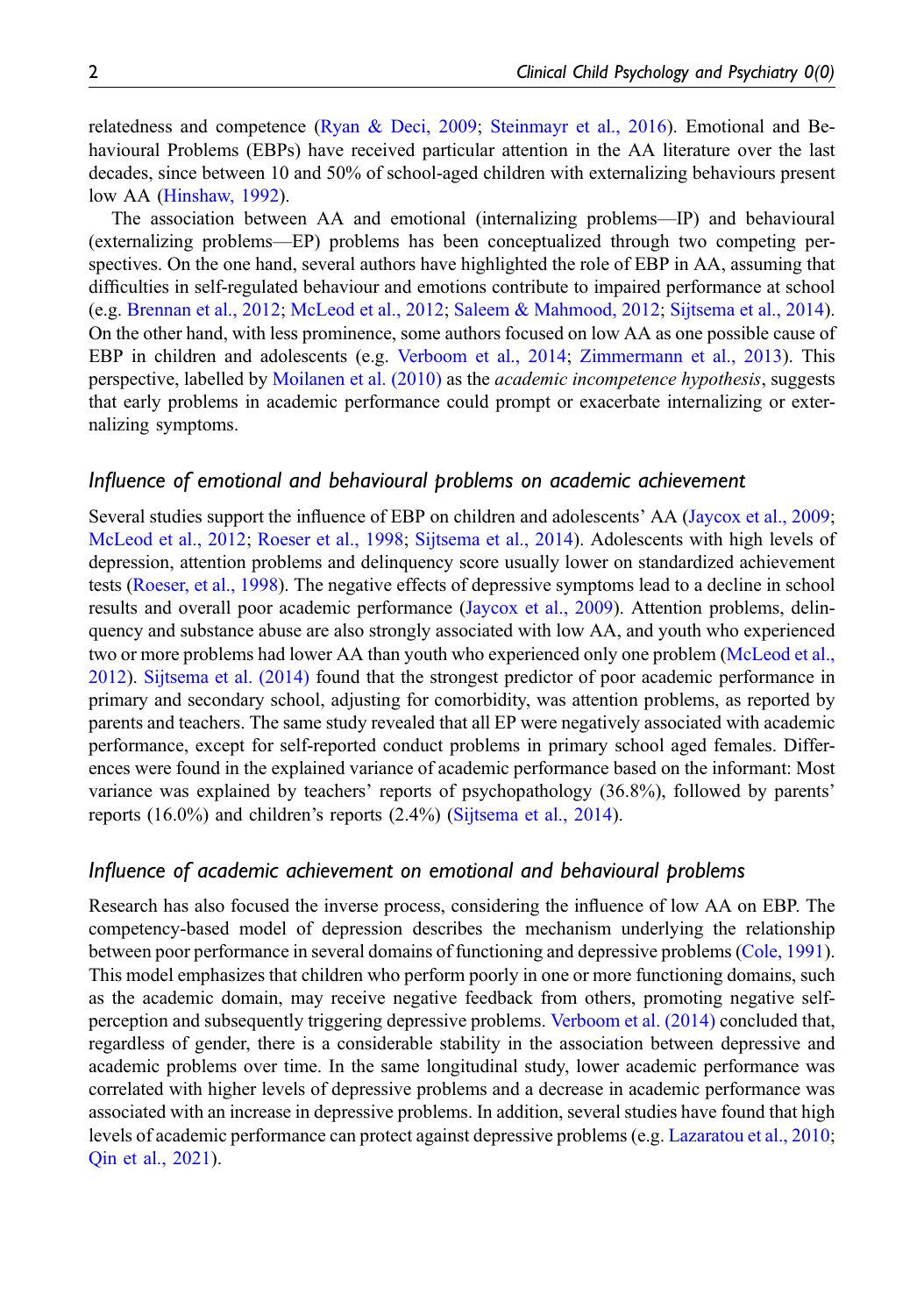relatedness and competence (Ryan & Deci, 2009; Steinmayr et al., 2016). Emotional and Behavioural Problems (EBPs) have received particular attention in the AA literature over the last decades, since between 10 and 50% of school-aged children with externalizing behaviours present low AA (Hinshaw, 1992).

The association between AA and emotional (internalizing problems—IP) and behavioural (externalizing problems—EP) problems has been conceptualized through two competing perspectives. On the one hand, several authors have highlighted the role of EBP in AA, assuming that difficulties in self-regulated behaviour and emotions contribute to impaired performance at school (e.g. Brennan et al., 2012; McLeod et al., 2012; Saleem & Mahmood, 2012; Sijtsema et al., 2014). On the other hand, with less prominence, some authors focused on low AA as one possible cause of EBP in children and adolescents (e.g. Verboom et al., 2014; Zimmermann et al., 2013). This perspective, labelled by Moilanen et al. (2010) as the *academic incompetence hypothesis*, suggests that early problems in academic performance could prompt or exacerbate internalizing or externalizing symptoms.

### *Influence of emotional and behavioural problems on academic achievement*

Several studies support the influence of EBP on children and adolescents' AA (Jaycox et al., 2009; McLeod et al., 2012; Roeser et al., 1998; Sijtsema et al., 2014). Adolescents with high levels of depression, attention problems and delinquency score usually lower on standardized achievement tests (Roeser, et al., 1998). The negative effects of depressive symptoms lead to a decline in school results and overall poor academic performance (Jaycox et al., 2009). Attention problems, delinquency and substance abuse are also strongly associated with low AA, and youth who experienced two or more problems had lower AA than youth who experienced only one problem (McLeod et al., 2012). Sijtsema et al. (2014) found that the strongest predictor of poor academic performance in primary and secondary school, adjusting for comorbidity, was attention problems, as reported by parents and teachers. The same study revealed that all EP were negatively associated with academic performance, except for self-reported conduct problems in primary school aged females. Differences were found in the explained variance of academic performance based on the informant: Most variance was explained by teachers' reports of psychopathology (36.8%), followed by parents' reports (16.0%) and children's reports (2.4%) (Sijtsema et al., 2014).

### *Influence of academic achievement on emotional and behavioural problems*

Research has also focused the inverse process, considering the influence of low AA on EBP. The competency-based model of depression describes the mechanism underlying the relationship between poor performance in several domains of functioning and depressive problems (Cole, 1991). This model emphasizes that children who perform poorly in one or more functioning domains, such as the academic domain, may receive negative feedback from others, promoting negative self-perception and subsequently triggering depressive problems. Verboom et al. (2014) concluded that, regardless of gender, there is a considerable stability in the association between depressive and academic problems over time. In the same longitudinal study, lower academic performance was correlated with higher levels of depressive problems and a decrease in academic performance was associated with an increase in depressive problems. In addition, several studies have found that high levels of academic performance can protect against depressive problems (e.g. Lazaratou et al., 2010; Qin et al., 2021).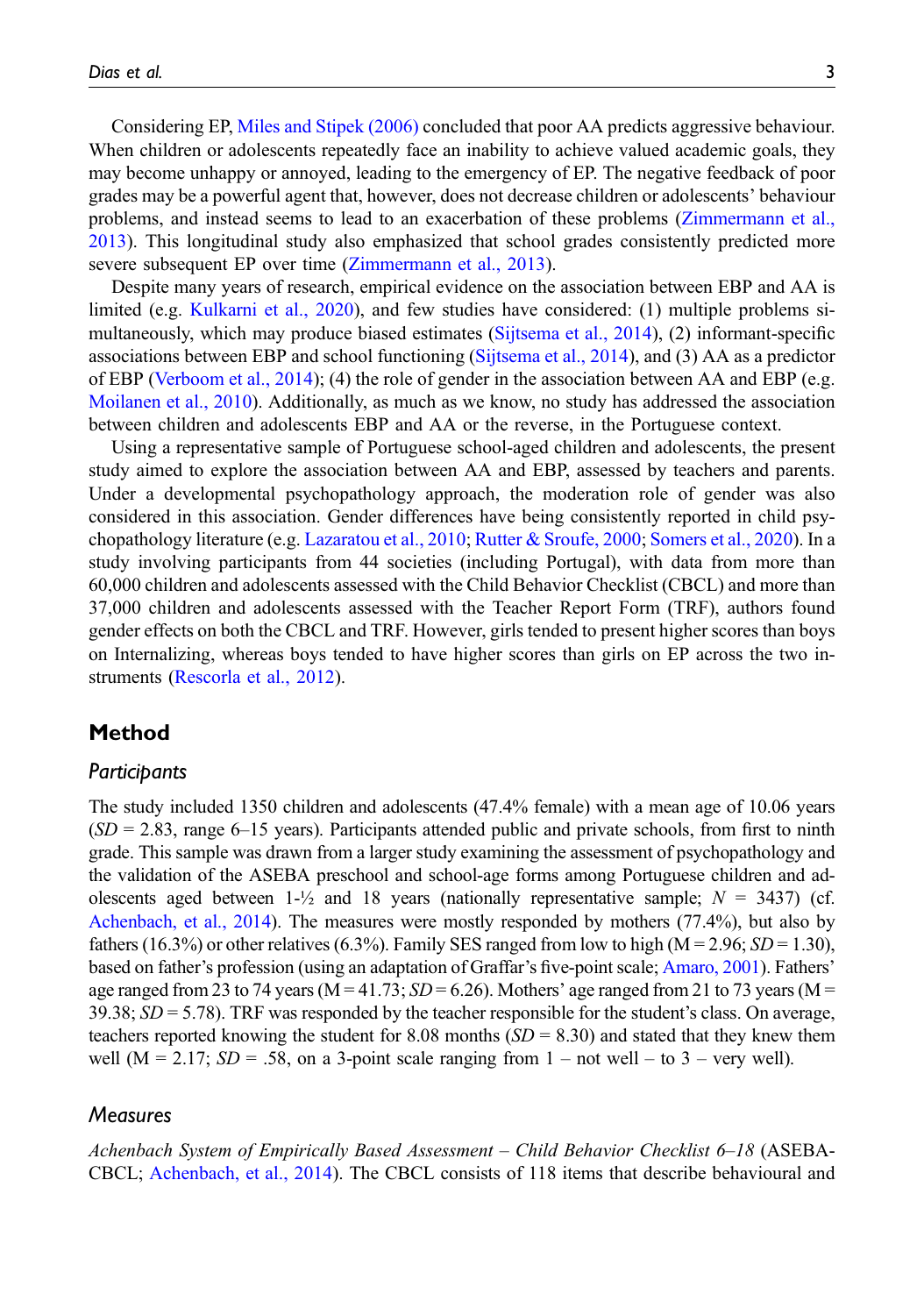Considering EP, Miles and Stipek (2006) concluded that poor AA predicts aggressive behaviour. When children or adolescents repeatedly face an inability to achieve valued academic goals, they may become unhappy or annoyed, leading to the emergency of EP. The negative feedback of poor grades may be a powerful agent that, however, does not decrease children or adolescents' behaviour problems, and instead seems to lead to an exacerbation of these problems (Zimmermann et al., 2013). This longitudinal study also emphasized that school grades consistently predicted more severe subsequent EP over time (Zimmermann et al., 2013).

Despite many years of research, empirical evidence on the association between EBP and AA is limited (e.g. Kulkarni et al., 2020), and few studies have considered: (1) multiple problems simultaneously, which may produce biased estimates (Sijtsema et al., 2014), (2) informant-specific associations between EBP and school functioning (Sijtsema et al., 2014), and (3) AA as a predictor of EBP (Verboom et al., 2014); (4) the role of gender in the association between AA and EBP (e.g. Moilanen et al., 2010). Additionally, as much as we know, no study has addressed the association between children and adolescents EBP and AA or the reverse, in the Portuguese context.

Using a representative sample of Portuguese school-aged children and adolescents, the present study aimed to explore the association between AA and EBP, assessed by teachers and parents. Under a developmental psychopathology approach, the moderation role of gender was also considered in this association. Gender differences have being consistently reported in child psychopathology literature (e.g. Lazaratou et al., 2010; Rutter & Sroufe, 2000; Somers et al., 2020). In a study involving participants from 44 societies (including Portugal), with data from more than 60,000 children and adolescents assessed with the Child Behavior Checklist (CBCL) and more than 37,000 children and adolescents assessed with the Teacher Report Form (TRF), authors found gender effects on both the CBCL and TRF. However, girls tended to present higher scores than boys on Internalizing, whereas boys tended to have higher scores than girls on EP across the two instruments (Rescorla et al., 2012).

## Method

### Participants

The study included 1350 children and adolescents (47.4% female) with a mean age of 10.06 years (*SD* = 2.83, range 6–15 years). Participants attended public and private schools, from first to ninth grade. This sample was drawn from a larger study examining the assessment of psychopathology and the validation of the ASEBA preschool and school-age forms among Portuguese children and adolescents aged between 1-½ and 18 years (nationally representative sample; *N* = 3437) (cf. Achenbach, et al., 2014). The measures were mostly responded by mothers (77.4%), but also by fathers (16.3%) or other relatives (6.3%). Family SES ranged from low to high (M = 2.96; *SD* = 1.30), based on father's profession (using an adaptation of Graffar's five-point scale; Amaro, 2001). Fathers' age ranged from 23 to 74 years (M = 41.73; *SD* = 6.26). Mothers' age ranged from 21 to 73 years (M = 39.38; *SD* = 5.78). TRF was responded by the teacher responsible for the student's class. On average, teachers reported knowing the student for 8.08 months (*SD* = 8.30) and stated that they knew them well (M = 2.17; *SD* = .58, on a 3-point scale ranging from 1 – not well – to 3 – very well).

### Measures

*Achenbach System of Empirically Based Assessment – Child Behavior Checklist 6–18* (ASEBA-CBCL; Achenbach, et al., 2014). The CBCL consists of 118 items that describe behavioural and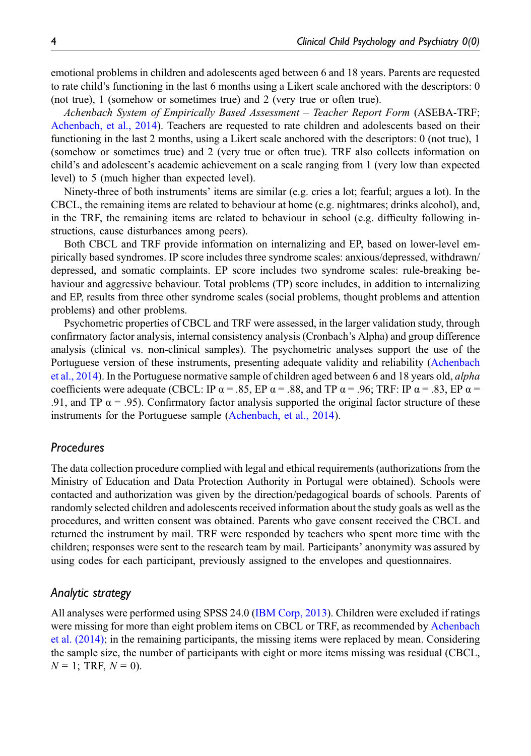emotional problems in children and adolescents aged between 6 and 18 years. Parents are requested to rate child's functioning in the last 6 months using a Likert scale anchored with the descriptors: 0 (not true), 1 (somehow or sometimes true) and 2 (very true or often true).

*Achenbach System of Empirically Based Assessment – Teacher Report Form* (ASEBA-TRF; Achenbach, et al., 2014). Teachers are requested to rate children and adolescents based on their functioning in the last 2 months, using a Likert scale anchored with the descriptors: 0 (not true), 1 (somehow or sometimes true) and 2 (very true or often true). TRF also collects information on child's and adolescent's academic achievement on a scale ranging from 1 (very low than expected level) to 5 (much higher than expected level).

Ninety-three of both instruments' items are similar (e.g. cries a lot; fearful; argues a lot). In the CBCL, the remaining items are related to behaviour at home (e.g. nightmares; drinks alcohol), and, in the TRF, the remaining items are related to behaviour in school (e.g. difficulty following instructions, cause disturbances among peers).

Both CBCL and TRF provide information on internalizing and EP, based on lower-level empirically based syndromes. IP score includes three syndrome scales: anxious/depressed, withdrawn/depressed, and somatic complaints. EP score includes two syndrome scales: rule-breaking behaviour and aggressive behaviour. Total problems (TP) score includes, in addition to internalizing and EP, results from three other syndrome scales (social problems, thought problems and attention problems) and other problems.

Psychometric properties of CBCL and TRF were assessed, in the larger validation study, through confirmatory factor analysis, internal consistency analysis (Cronbach's Alpha) and group difference analysis (clinical vs. non-clinical samples). The psychometric analyses support the use of the Portuguese version of these instruments, presenting adequate validity and reliability (Achenbach et al., 2014). In the Portuguese normative sample of children aged between 6 and 18 years old, *alpha* coefficients were adequate (CBCL: IP $\alpha = .85$, EP $\alpha = .88$, and TP $\alpha = .96$; TRF: IP $\alpha = .83$, EP $\alpha = .91$, and TP $\alpha = .95$). Confirmatory factor analysis supported the original factor structure of these instruments for the Portuguese sample (Achenbach, et al., 2014).

## Procedures

The data collection procedure complied with legal and ethical requirements (authorizations from the Ministry of Education and Data Protection Authority in Portugal were obtained). Schools were contacted and authorization was given by the direction/pedagogical boards of schools. Parents of randomly selected children and adolescents received information about the study goals as well as the procedures, and written consent was obtained. Parents who gave consent received the CBCL and returned the instrument by mail. TRF were responded by teachers who spent more time with the children; responses were sent to the research team by mail. Participants' anonymity was assured by using codes for each participant, previously assigned to the envelopes and questionnaires.

## Analytic strategy

All analyses were performed using SPSS 24.0 (IBM Corp, 2013). Children were excluded if ratings were missing for more than eight problem items on CBCL or TRF, as recommended by Achenbach et al. (2014); in the remaining participants, the missing items were replaced by mean. Considering the sample size, the number of participants with eight or more items missing was residual (CBCL, $N = 1$; TRF, $N = 0$).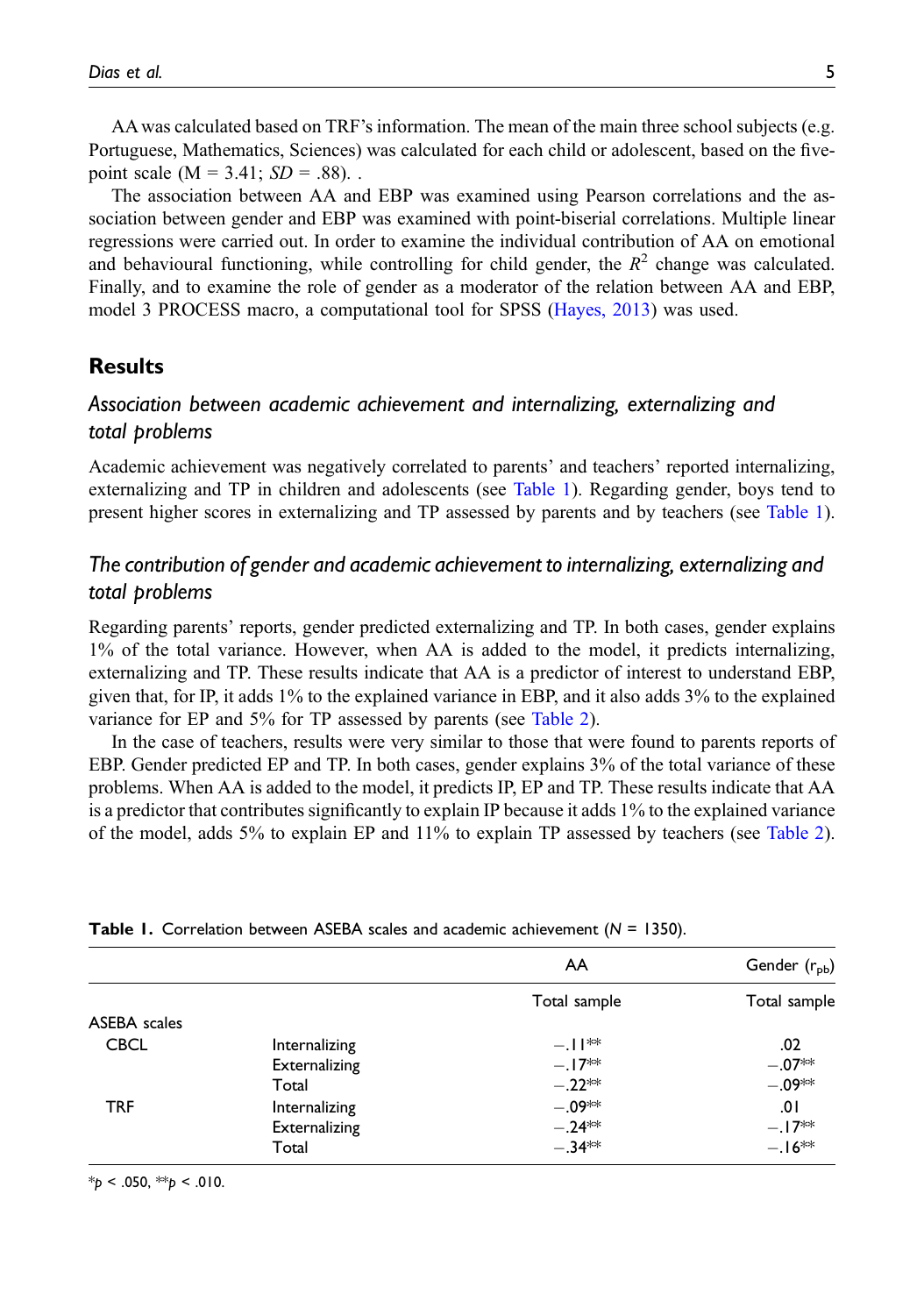AA was calculated based on TRF's information. The mean of the main three school subjects (e.g. Portuguese, Mathematics, Sciences) was calculated for each child or adolescent, based on the five-point scale (M = 3.41; *SD* = .88). .

The association between AA and EBP was examined using Pearson correlations and the association between gender and EBP was examined with point-biserial correlations. Multiple linear regressions were carried out. In order to examine the individual contribution of AA on emotional and behavioural functioning, while controlling for child gender, the $R^2$ change was calculated. Finally, and to examine the role of gender as a moderator of the relation between AA and EBP, model 3 PROCESS macro, a computational tool for SPSS (Hayes, 2013) was used.

## Results

### Association between academic achievement and internalizing, externalizing and total problems

Academic achievement was negatively correlated to parents' and teachers' reported internalizing, externalizing and TP in children and adolescents (see Table 1). Regarding gender, boys tend to present higher scores in externalizing and TP assessed by parents and by teachers (see Table 1).

### The contribution of gender and academic achievement to internalizing, externalizing and total problems

Regarding parents' reports, gender predicted externalizing and TP. In both cases, gender explains 1% of the total variance. However, when AA is added to the model, it predicts internalizing, externalizing and TP. These results indicate that AA is a predictor of interest to understand EBP, given that, for IP, it adds 1% to the explained variance in EBP, and it also adds 3% to the explained variance for EP and 5% for TP assessed by parents (see Table 2).

In the case of teachers, results were very similar to those that were found to parents reports of EBP. Gender predicted EP and TP. In both cases, gender explains 3% of the total variance of these problems. When AA is added to the model, it predicts IP, EP and TP. These results indicate that AA is a predictor that contributes significantly to explain IP because it adds 1% to the explained variance of the model, adds 5% to explain EP and 11% to explain TP assessed by teachers (see Table 2).

**Table 1.** Correlation between ASEBA scales and academic achievement (*N* = 1350).

| | | AA | Gender ($r_{pb}$) |
|---|---|---|---|
| | | Total sample | Total sample |
| ASEBA scales | | | |
| CBCL | Internalizing | −.11** | .02 |
| | Externalizing | −.17** | −.07** |
| | Total | −.22** | −.09** |
| TRF | Internalizing | −.09** | .01 |
| | Externalizing | −.24** | −.17** |
| | Total | −.34** | −.16** |

*$p$ < .050, **$p$ < .010.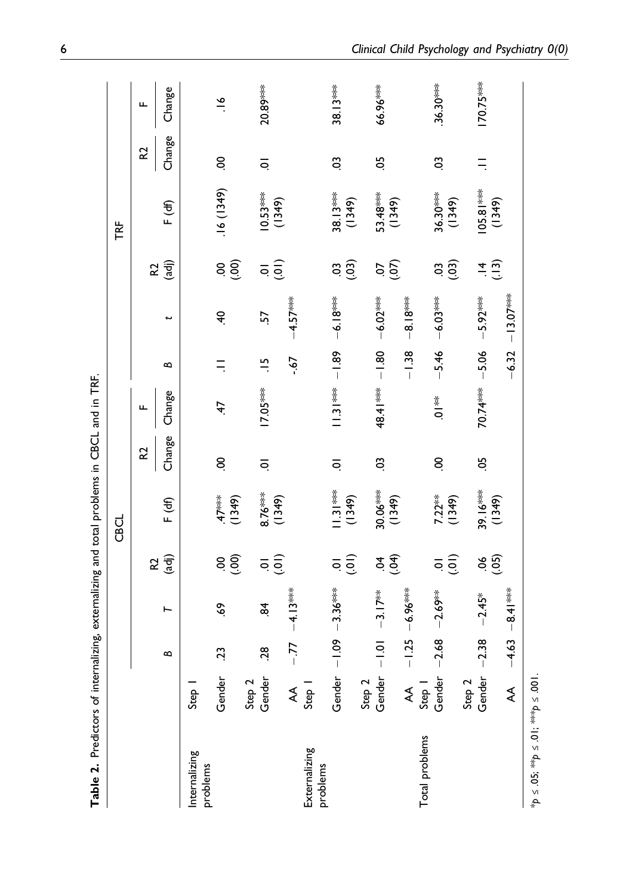**Table 2.** Predictors of internalizing, externalizing and total problems in CBCL and in TRF.

| | | CBCL | | | | | | TRF | | | | | |
|---|---|---|---|---|---|---|---|---|---|---|---|---|---|
| | | B | T | R2 (adj) | F (df) | R2 Change | F Change | B | t | R2 (adj) | F (df) | R2 Change | F Change |
| Internalizing problems | Step 1 | | | | | | | | | | | | |
| | Gender | .23 | .69 | .00 (.00) | .47*** (1349) | .00 | .47 | .11 | .40 | .00 (.00) | .16 (1349) | .00 | .16 |
| | Step 2 | | | | | | | | | | | | |
| | Gender | .28 | .84 | .01 (.01) | 8.76*** (1349) | .01 | 17.05*** | .15 | .57 | .01 (.01) | 10.53*** (1349) | .01 | 20.89*** |
| | AA | −.77 | −4.13*** | | | | | -.67 | −4.57*** | | | | |
| Externalizing problems | Step 1 | | | | | | | | | | | | |
| | Gender | −1.09 | −3.36*** | .01 (.01) | 11.31*** (1349) | .01 | 11.31*** | −1.89 | −6.18*** | .03 (.03) | 38.13*** (1349) | .03 | 38.13*** |
| | Step 2 | | | | | | | | | | | | |
| | Gender | −1.01 | −3.17** | .04 (.04) | 30.06*** (1349) | .03 | 48.41*** | −1.80 | −6.02*** | .07 (.07) | 53.48*** (1349) | .05 | 66.96*** |
| | AA | −1.25 | −6.96*** | | | | | −1.38 | −8.18*** | | | | |
| Total problems | Step 1 | | | | | | | | | | | | |
| | Gender | −2.68 | −2.69** | .01 (.01) | 7.22** (1349) | .00 | .01** | −5.46 | −6.03*** | .03 (.03) | 36.30*** (1349) | .03 | 36.30*** |
| | Step 2 | | | | | | | | | | | | |
| | Gender | −2.38 | −2.45* | .06 (.05) | 39.16*** (1349) | .05 | 70.74*** | −5.06 | −5.92*** | .14 (.13) | 105.81*** (1349) | .11 | 170.75*** |
| | AA | −4.63 | −8.41*** | | | | | −6.32 | −13.07*** | | | | |

$^*p \leq .05$; $^{**}p \leq .01$; $^{***}p \leq .001$.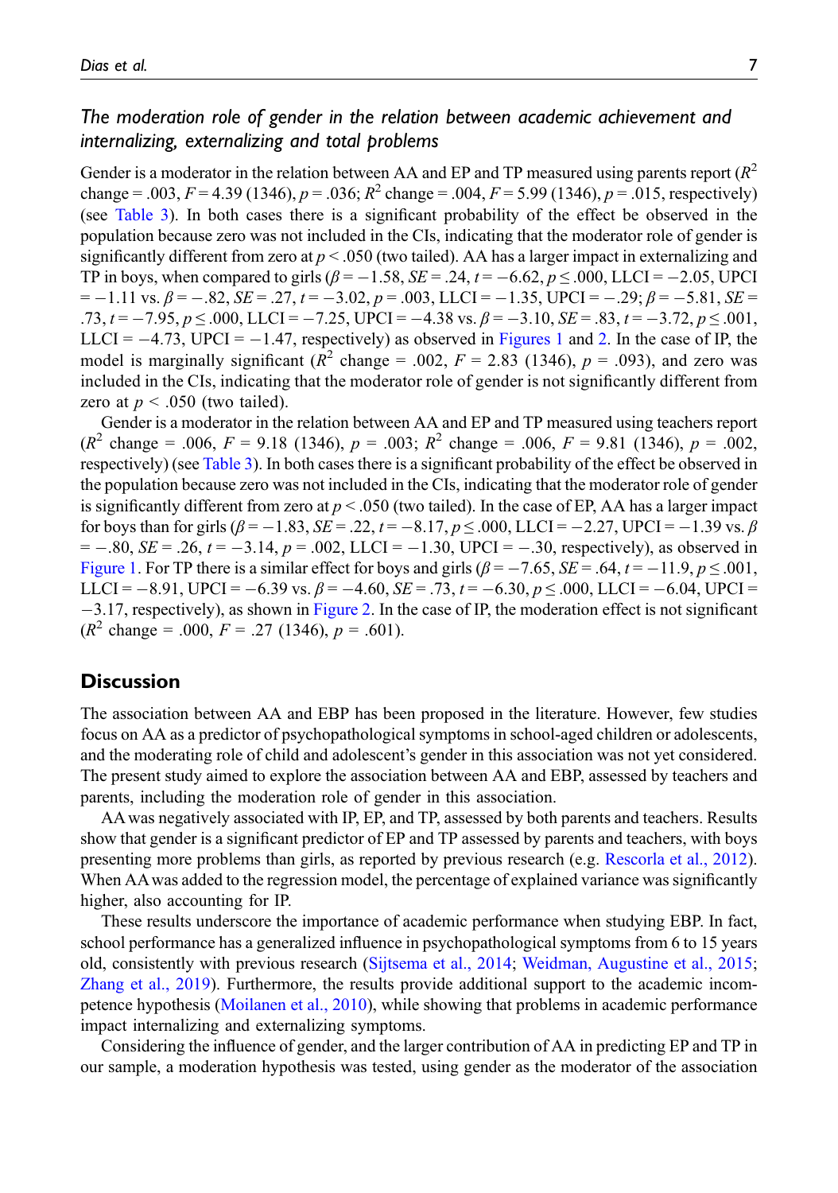### *The moderation role of gender in the relation between academic achievement and internalizing, externalizing and total problems*

Gender is a moderator in the relation between AA and EP and TP measured using parents report ($R^2$ change = .003, $F = 4.39$ (1346), $p = .036$; $R^2$ change = .004, $F = 5.99$ (1346), $p = .015$, respectively) (see Table 3). In both cases there is a significant probability of the effect be observed in the population because zero was not included in the CIs, indicating that the moderator role of gender is significantly different from zero at $p < .050$ (two tailed). AA has a larger impact in externalizing and TP in boys, when compared to girls ($\beta = -1.58$, $SE = .24$, $t = -6.62$, $p \leq .000$, LLCI = −2.05, UPCI = −1.11 vs. $\beta = -.82$, $SE = .27$, $t = -3.02$, $p = .003$, LLCI = −1.35, UPCI = −.29; $\beta = -5.81$, $SE = .73$, $t = -7.95$, $p \leq .000$, LLCI = −7.25, UPCI = −4.38 vs. $\beta = -3.10$, $SE = .83$, $t = -3.72$, $p \leq .001$, LLCI = −4.73, UPCI = −1.47, respectively) as observed in Figures 1 and 2. In the case of IP, the model is marginally significant ($R^2$ change = .002, $F = 2.83$ (1346), $p = .093$), and zero was included in the CIs, indicating that the moderator role of gender is not significantly different from zero at $p < .050$ (two tailed).

Gender is a moderator in the relation between AA and EP and TP measured using teachers report ($R^2$ change = .006, $F = 9.18$ (1346), $p = .003$; $R^2$ change = .006, $F = 9.81$ (1346), $p = .002$, respectively) (see Table 3). In both cases there is a significant probability of the effect be observed in the population because zero was not included in the CIs, indicating that the moderator role of gender is significantly different from zero at $p < .050$ (two tailed). In the case of EP, AA has a larger impact for boys than for girls ($\beta = -1.83$, $SE = .22$, $t = -8.17$, $p \leq .000$, LLCI = −2.27, UPCI = −1.39 vs. $\beta = -.80$, $SE = .26$, $t = -3.14$, $p = .002$, LLCI = −1.30, UPCI = −.30, respectively), as observed in Figure 1. For TP there is a similar effect for boys and girls ($\beta = -7.65$, $SE = .64$, $t = -11.9$, $p \leq .001$, LLCI = −8.91, UPCI = −6.39 vs. $\beta = -4.60$, $SE = .73$, $t = -6.30$, $p \leq .000$, LLCI = −6.04, UPCI = −3.17, respectively), as shown in Figure 2. In the case of IP, the moderation effect is not significant ($R^2$ change = .000, $F = .27$ (1346), $p = .601$).

## Discussion

The association between AA and EBP has been proposed in the literature. However, few studies focus on AA as a predictor of psychopathological symptoms in school-aged children or adolescents, and the moderating role of child and adolescent's gender in this association was not yet considered. The present study aimed to explore the association between AA and EBP, assessed by teachers and parents, including the moderation role of gender in this association.

AA was negatively associated with IP, EP, and TP, assessed by both parents and teachers. Results show that gender is a significant predictor of EP and TP assessed by parents and teachers, with boys presenting more problems than girls, as reported by previous research (e.g. Rescorla et al., 2012). When AA was added to the regression model, the percentage of explained variance was significantly higher, also accounting for IP.

These results underscore the importance of academic performance when studying EBP. In fact, school performance has a generalized influence in psychopathological symptoms from 6 to 15 years old, consistently with previous research (Sijtsema et al., 2014; Weidman, Augustine et al., 2015; Zhang et al., 2019). Furthermore, the results provide additional support to the academic incompetence hypothesis (Moilanen et al., 2010), while showing that problems in academic performance impact internalizing and externalizing symptoms.

Considering the influence of gender, and the larger contribution of AA in predicting EP and TP in our sample, a moderation hypothesis was tested, using gender as the moderator of the association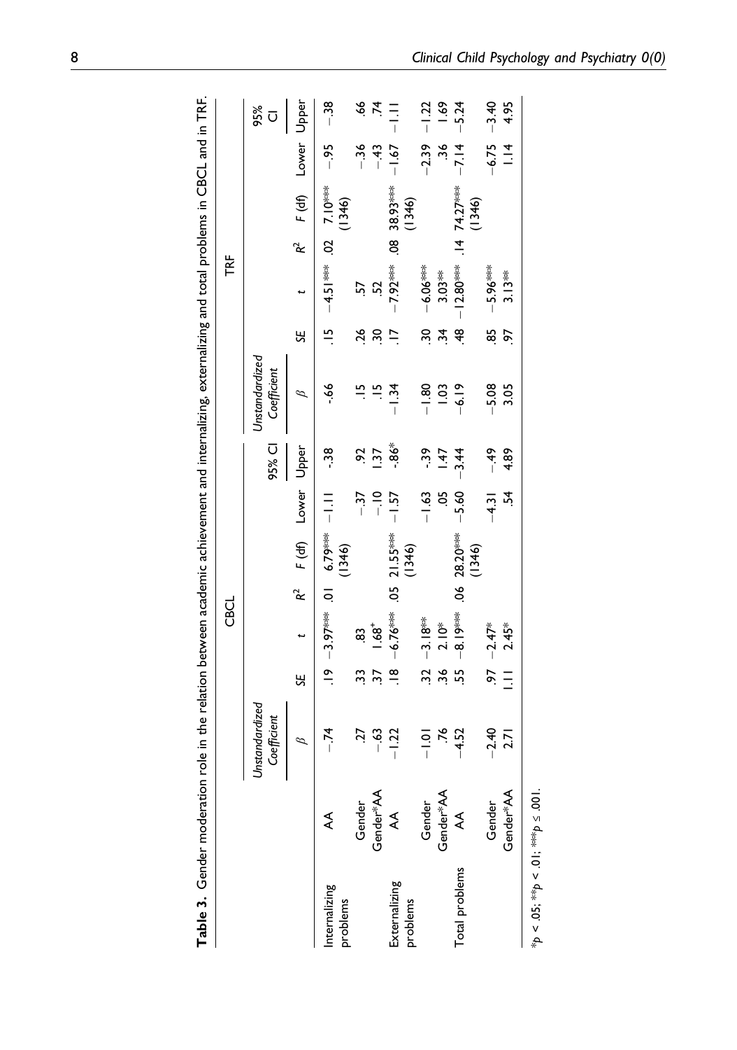**Table 3.** Gender moderation role in the relation between academic achievement and internalizing, externalizing and total problems in CBCL and in TRF.

| | | CBCL | | | | | | | | TRF | | | | | | | |
|---|---|---|---|---|---|---|---|---|---|---|---|---|---|---|---|---|---|
| | | Unstandardized Coefficient | | | | | | 95% CI | | Unstandardized Coefficient | | | | | | 95% CI | |
| | | β | SE | t | $R^2$ | F (df) | Lower | Upper | | β | SE | t | $R^2$ | F (df) | Lower | Upper | |
| Internalizing problems | AA | −.74 | .19 | −3.97*** | .01 | 6.79*** (1346) | −1.11 | -.38 | | -.66 | .15 | −4.51*** | .02 | 7.10*** (1346) | −.95 | −.38 | |
| | Gender | .27 | .33 | .83 | | | −.37 | .92 | | .15 | .26 | .57 | | | −.36 | .66 | |
| | Gender*AA | −.63 | .37 | 1.68+ | | | −.10 | 1.37 | | .15 | .30 | .52 | | | −.43 | .74 | |
| Externalizing problems | AA | −1.22 | .18 | −6.76*** | .05 | 21.55*** (1346) | −1.57 | -.86* | | −1.34 | .17 | −7.92*** | .08 | 38.93*** (1346) | −1.67 | −1.11 | |
| | Gender | −1.01 | .32 | −3.18** | | | −1.63 | -.39 | | −1.80 | .30 | −6.06*** | | | −2.39 | −1.22 | |
| | Gender*AA | .76 | .36 | 2.10* | | | .05 | 1.47 | | 1.03 | .34 | 3.03** | | | .36 | 1.69 | |
| Total problems | AA | −4.52 | .55 | −8.19*** | .06 | 28.20*** (1346) | −5.60 | −3.44 | | -6.19 | .48 | −12.80*** | .14 | 74.27*** (1346) | −7.14 | −5.24 | |
| | Gender | −2.40 | .97 | −2.47* | | | −4.31 | −.49 | | −5.08 | .85 | −5.96*** | | | −6.75 | −3.40 | |
| | Gender*AA | 2.71 | 1.11 | 2.45* | | | .54 | 4.89 | | 3.05 | .97 | 3.13** | | | 1.14 | 4.95 | |

*$p < .05$; **$p < .01$; ***$p \leq .001$.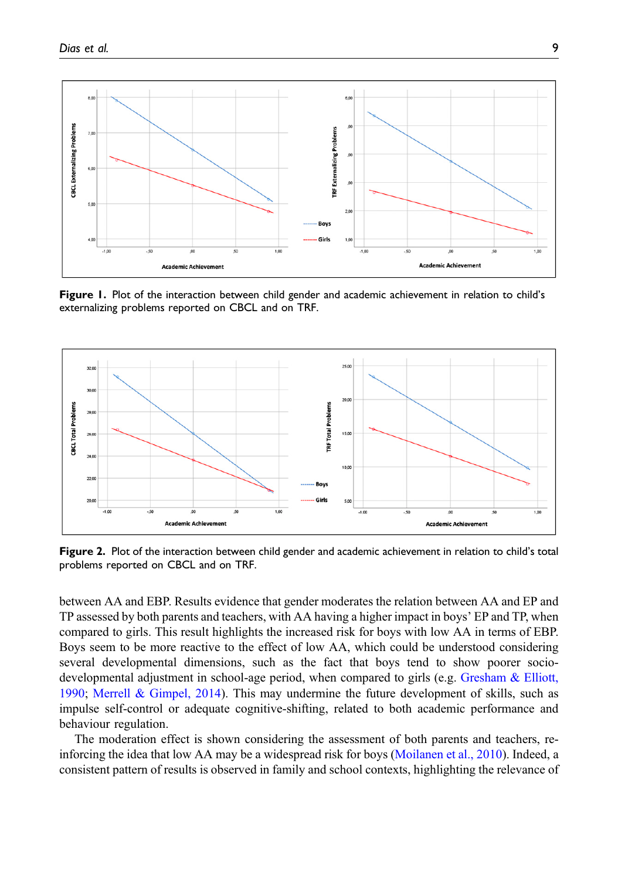**Figure 1.** Plot of the interaction between child gender and academic achievement in relation to child's externalizing problems reported on CBCL and on TRF.

**Figure 2.** Plot of the interaction between child gender and academic achievement in relation to child's total problems reported on CBCL and on TRF.

between AA and EBP. Results evidence that gender moderates the relation between AA and EP and TP assessed by both parents and teachers, with AA having a higher impact in boys' EP and TP, when compared to girls. This result highlights the increased risk for boys with low AA in terms of EBP. Boys seem to be more reactive to the effect of low AA, which could be understood considering several developmental dimensions, such as the fact that boys tend to show poorer socio-developmental adjustment in school-age period, when compared to girls (e.g. Gresham & Elliott, 1990; Merrell & Gimpel, 2014). This may undermine the future development of skills, such as impulse self-control or adequate cognitive-shifting, related to both academic performance and behaviour regulation.

The moderation effect is shown considering the assessment of both parents and teachers, reinforcing the idea that low AA may be a widespread risk for boys (Moilanen et al., 2010). Indeed, a consistent pattern of results is observed in family and school contexts, highlighting the relevance of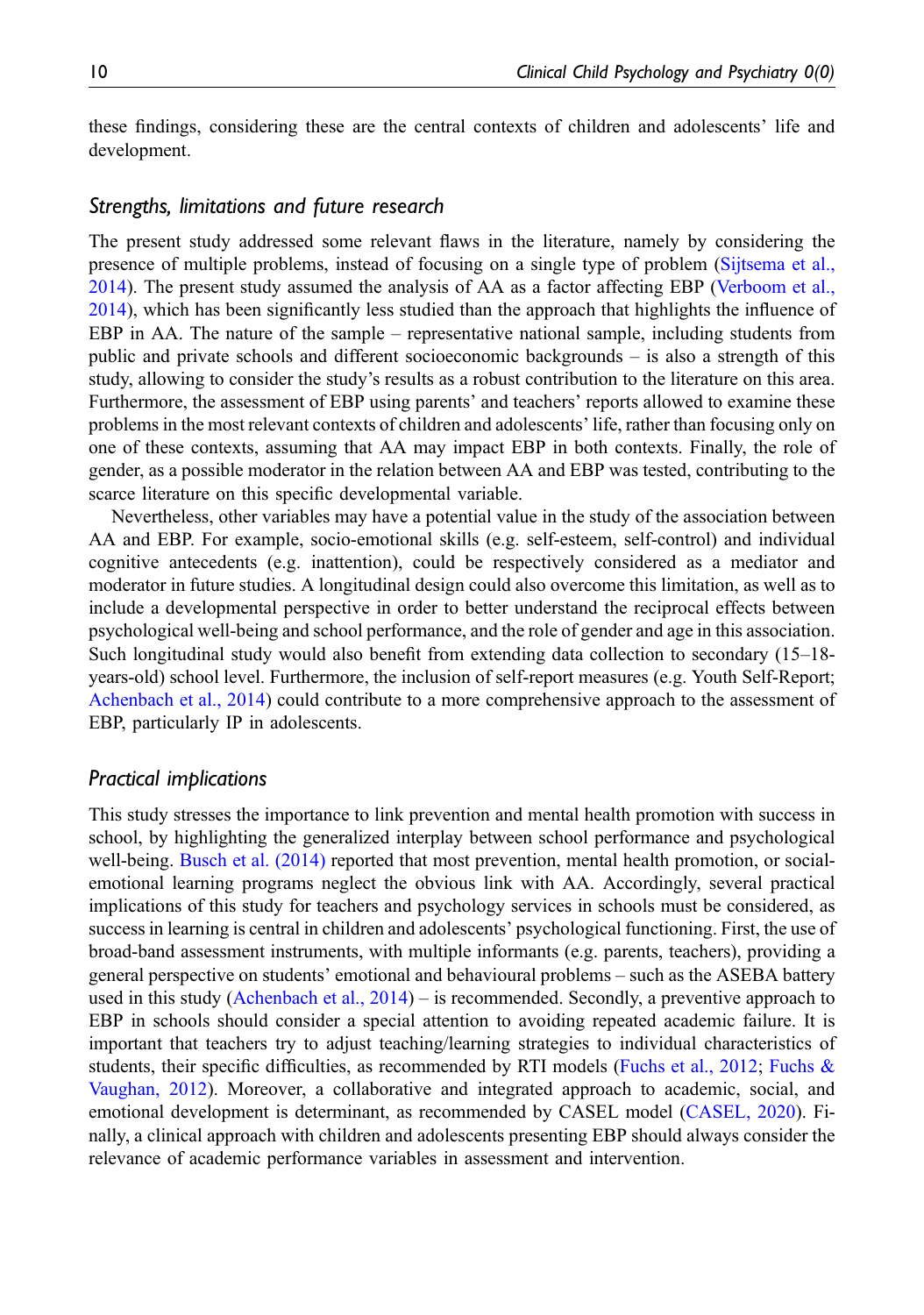these findings, considering these are the central contexts of children and adolescents' life and development.

### *Strengths, limitations and future research*

The present study addressed some relevant flaws in the literature, namely by considering the presence of multiple problems, instead of focusing on a single type of problem (Sijtsema et al., 2014). The present study assumed the analysis of AA as a factor affecting EBP (Verboom et al., 2014), which has been significantly less studied than the approach that highlights the influence of EBP in AA. The nature of the sample – representative national sample, including students from public and private schools and different socioeconomic backgrounds – is also a strength of this study, allowing to consider the study's results as a robust contribution to the literature on this area. Furthermore, the assessment of EBP using parents' and teachers' reports allowed to examine these problems in the most relevant contexts of children and adolescents' life, rather than focusing only on one of these contexts, assuming that AA may impact EBP in both contexts. Finally, the role of gender, as a possible moderator in the relation between AA and EBP was tested, contributing to the scarce literature on this specific developmental variable.

Nevertheless, other variables may have a potential value in the study of the association between AA and EBP. For example, socio-emotional skills (e.g. self-esteem, self-control) and individual cognitive antecedents (e.g. inattention), could be respectively considered as a mediator and moderator in future studies. A longitudinal design could also overcome this limitation, as well as to include a developmental perspective in order to better understand the reciprocal effects between psychological well-being and school performance, and the role of gender and age in this association. Such longitudinal study would also benefit from extending data collection to secondary (15–18-years-old) school level. Furthermore, the inclusion of self-report measures (e.g. Youth Self-Report; Achenbach et al., 2014) could contribute to a more comprehensive approach to the assessment of EBP, particularly IP in adolescents.

### *Practical implications*

This study stresses the importance to link prevention and mental health promotion with success in school, by highlighting the generalized interplay between school performance and psychological well-being. Busch et al. (2014) reported that most prevention, mental health promotion, or social-emotional learning programs neglect the obvious link with AA. Accordingly, several practical implications of this study for teachers and psychology services in schools must be considered, as success in learning is central in children and adolescents' psychological functioning. First, the use of broad-band assessment instruments, with multiple informants (e.g. parents, teachers), providing a general perspective on students' emotional and behavioural problems – such as the ASEBA battery used in this study (Achenbach et al., 2014) – is recommended. Secondly, a preventive approach to EBP in schools should consider a special attention to avoiding repeated academic failure. It is important that teachers try to adjust teaching/learning strategies to individual characteristics of students, their specific difficulties, as recommended by RTI models (Fuchs et al., 2012; Fuchs & Vaughan, 2012). Moreover, a collaborative and integrated approach to academic, social, and emotional development is determinant, as recommended by CASEL model (CASEL, 2020). Finally, a clinical approach with children and adolescents presenting EBP should always consider the relevance of academic performance variables in assessment and intervention.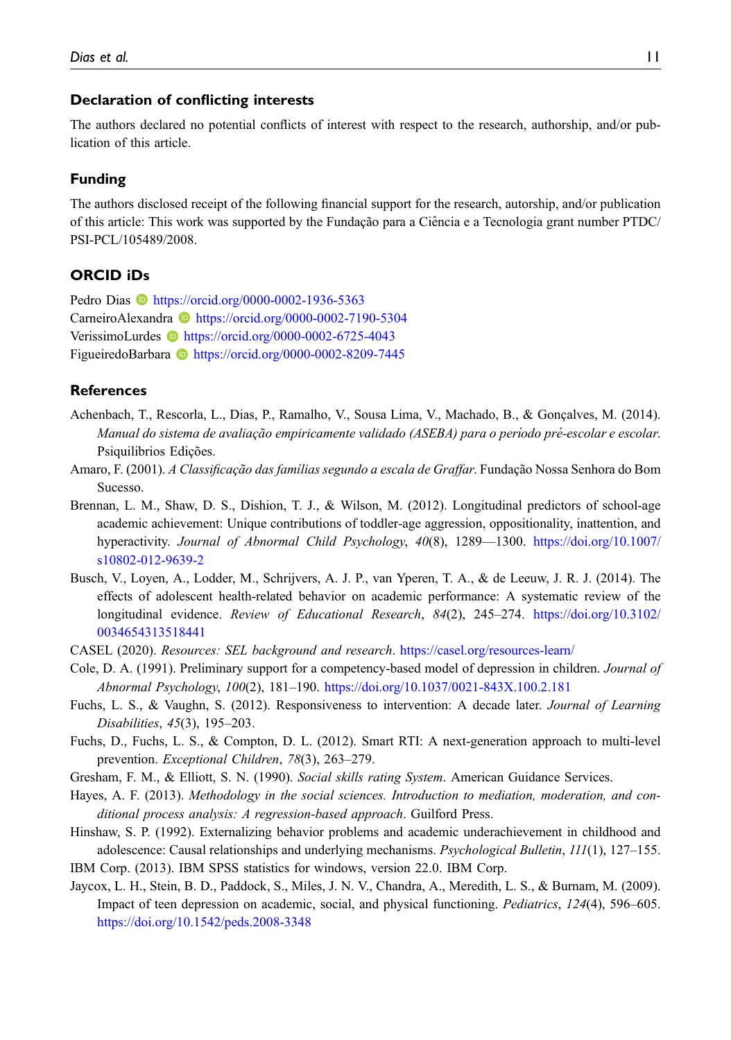## Declaration of conflicting interests

The authors declared no potential conflicts of interest with respect to the research, authorship, and/or publication of this article.

## Funding

The authors disclosed receipt of the following financial support for the research, autorship, and/or publication of this article: This work was supported by the Fundação para a Ciência e a Tecnologia grant number PTDC/PSI-PCL/105489/2008.

## ORCID iDs

Pedro Dias https://orcid.org/0000-0002-1936-5363
CarneiroAlexandra https://orcid.org/0000-0002-7190-5304
VerissimoLurdes https://orcid.org/0000-0002-6725-4043
FigueiredoBarbara https://orcid.org/0000-0002-8209-7445

## References

Achenbach, T., Rescorla, L., Dias, P., Ramalho, V., Sousa Lima, V., Machado, B., & Gonçalves, M. (2014). *Manual do sistema de avaliação empiricamente validado (ASEBA) para o período pré-escolar e escolar*. Psiquilibrios Edições.

Amaro, F. (2001). *A Classificação das famílias segundo a escala de Graffar*. Fundação Nossa Senhora do Bom Sucesso.

Brennan, L. M., Shaw, D. S., Dishion, T. J., & Wilson, M. (2012). Longitudinal predictors of school-age academic achievement: Unique contributions of toddler-age aggression, oppositionality, inattention, and hyperactivity. *Journal of Abnormal Child Psychology*, *40*(8), 1289—1300. https://doi.org/10.1007/s10802-012-9639-2

Busch, V., Loyen, A., Lodder, M., Schrijvers, A. J. P., van Yperen, T. A., & de Leeuw, J. R. J. (2014). The effects of adolescent health-related behavior on academic performance: A systematic review of the longitudinal evidence. *Review of Educational Research*, *84*(2), 245–274. https://doi.org/10.3102/0034654313518441

CASEL (2020). *Resources: SEL background and research*. https://casel.org/resources-learn/

Cole, D. A. (1991). Preliminary support for a competency-based model of depression in children. *Journal of Abnormal Psychology*, *100*(2), 181–190. https://doi.org/10.1037/0021-843X.100.2.181

Fuchs, L. S., & Vaughn, S. (2012). Responsiveness to intervention: A decade later. *Journal of Learning Disabilities*, *45*(3), 195–203.

Fuchs, D., Fuchs, L. S., & Compton, D. L. (2012). Smart RTI: A next-generation approach to multi-level prevention. *Exceptional Children*, *78*(3), 263–279.

Gresham, F. M., & Elliott, S. N. (1990). *Social skills rating System*. American Guidance Services.

Hayes, A. F. (2013). *Methodology in the social sciences. Introduction to mediation, moderation, and conditional process analysis: A regression-based approach*. Guilford Press.

Hinshaw, S. P. (1992). Externalizing behavior problems and academic underachievement in childhood and adolescence: Causal relationships and underlying mechanisms. *Psychological Bulletin*, *111*(1), 127–155.

IBM Corp. (2013). IBM SPSS statistics for windows, version 22.0. IBM Corp.

Jaycox, L. H., Stein, B. D., Paddock, S., Miles, J. N. V., Chandra, A., Meredith, L. S., & Burnam, M. (2009). Impact of teen depression on academic, social, and physical functioning. *Pediatrics*, *124*(4), 596–605. https://doi.org/10.1542/peds.2008-3348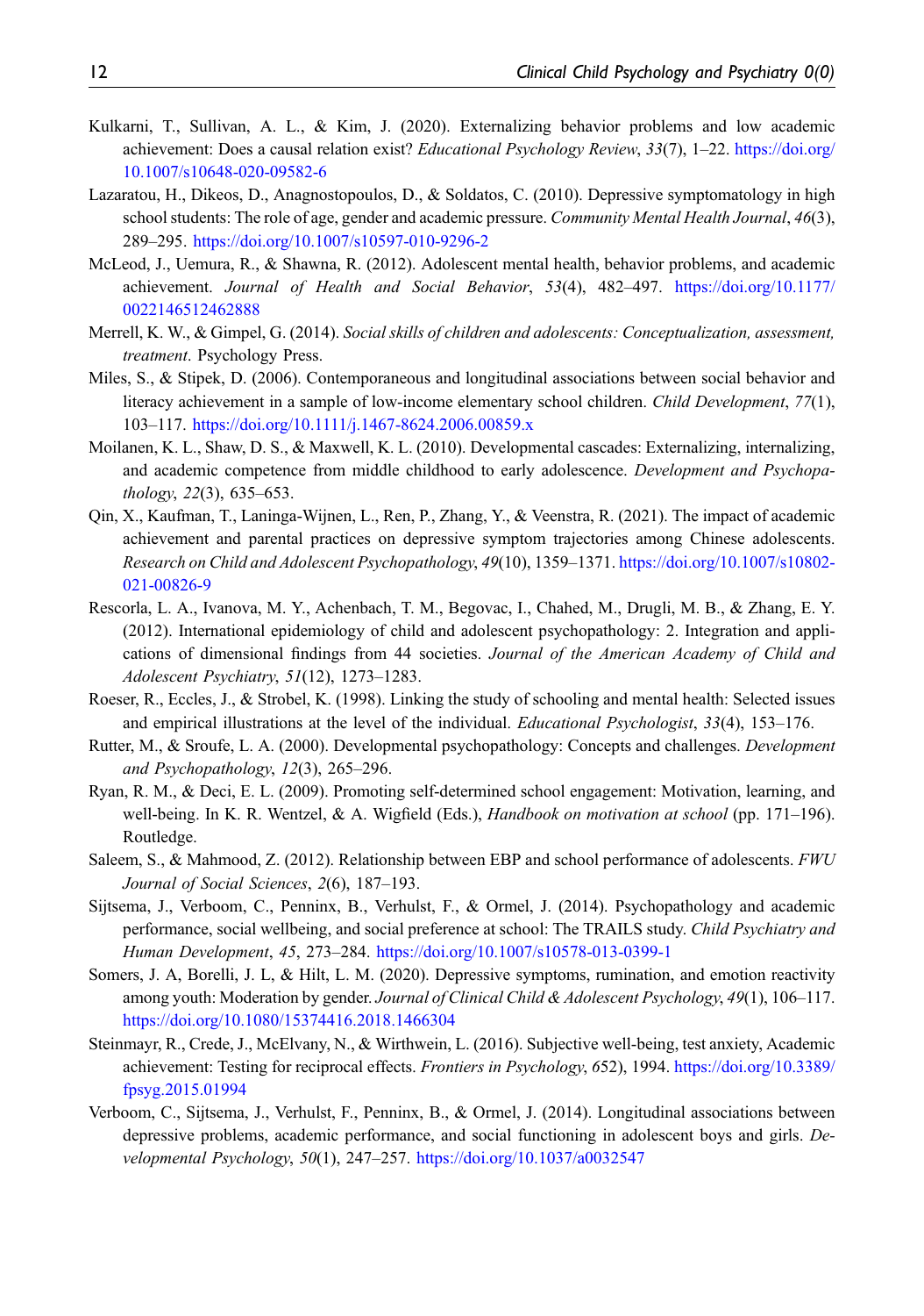Kulkarni, T., Sullivan, A. L., & Kim, J. (2020). Externalizing behavior problems and low academic achievement: Does a causal relation exist? *Educational Psychology Review*, *33*(7), 1–22. https://doi.org/10.1007/s10648-020-09582-6

Lazaratou, H., Dikeos, D., Anagnostopoulos, D., & Soldatos, C. (2010). Depressive symptomatology in high school students: The role of age, gender and academic pressure. *Community Mental Health Journal*, *46*(3), 289–295. https://doi.org/10.1007/s10597-010-9296-2

McLeod, J., Uemura, R., & Shawna, R. (2012). Adolescent mental health, behavior problems, and academic achievement. *Journal of Health and Social Behavior*, *53*(4), 482–497. https://doi.org/10.1177/0022146512462888

Merrell, K. W., & Gimpel, G. (2014). *Social skills of children and adolescents: Conceptualization, assessment, treatment*. Psychology Press.

Miles, S., & Stipek, D. (2006). Contemporaneous and longitudinal associations between social behavior and literacy achievement in a sample of low-income elementary school children. *Child Development*, *77*(1), 103–117. https://doi.org/10.1111/j.1467-8624.2006.00859.x

Moilanen, K. L., Shaw, D. S., & Maxwell, K. L. (2010). Developmental cascades: Externalizing, internalizing, and academic competence from middle childhood to early adolescence. *Development and Psychopathology*, *22*(3), 635–653.

Qin, X., Kaufman, T., Laninga-Wijnen, L., Ren, P., Zhang, Y., & Veenstra, R. (2021). The impact of academic achievement and parental practices on depressive symptom trajectories among Chinese adolescents. *Research on Child and Adolescent Psychopathology*, *49*(10), 1359–1371. https://doi.org/10.1007/s10802-021-00826-9

Rescorla, L. A., Ivanova, M. Y., Achenbach, T. M., Begovac, I., Chahed, M., Drugli, M. B., & Zhang, E. Y. (2012). International epidemiology of child and adolescent psychopathology: 2. Integration and applications of dimensional findings from 44 societies. *Journal of the American Academy of Child and Adolescent Psychiatry*, *51*(12), 1273–1283.

Roeser, R., Eccles, J., & Strobel, K. (1998). Linking the study of schooling and mental health: Selected issues and empirical illustrations at the level of the individual. *Educational Psychologist*, *33*(4), 153–176.

Rutter, M., & Sroufe, L. A. (2000). Developmental psychopathology: Concepts and challenges. *Development and Psychopathology*, *12*(3), 265–296.

Ryan, R. M., & Deci, E. L. (2009). Promoting self-determined school engagement: Motivation, learning, and well-being. In K. R. Wentzel, & A. Wigfield (Eds.), *Handbook on motivation at school* (pp. 171–196). Routledge.

Saleem, S., & Mahmood, Z. (2012). Relationship between EBP and school performance of adolescents. *FWU Journal of Social Sciences*, *2*(6), 187–193.

Sijtsema, J., Verboom, C., Penninx, B., Verhulst, F., & Ormel, J. (2014). Psychopathology and academic performance, social wellbeing, and social preference at school: The TRAILS study. *Child Psychiatry and Human Development*, *45*, 273–284. https://doi.org/10.1007/s10578-013-0399-1

Somers, J. A, Borelli, J. L, & Hilt, L. M. (2020). Depressive symptoms, rumination, and emotion reactivity among youth: Moderation by gender. *Journal of Clinical Child & Adolescent Psychology*, *49*(1), 106–117. https://doi.org/10.1080/15374416.2018.1466304

Steinmayr, R., Crede, J., McElvany, N., & Wirthwein, L. (2016). Subjective well-being, test anxiety, Academic achievement: Testing for reciprocal effects. *Frontiers in Psychology*, *6*52), 1994. https://doi.org/10.3389/fpsyg.2015.01994

Verboom, C., Sijtsema, J., Verhulst, F., Penninx, B., & Ormel, J. (2014). Longitudinal associations between depressive problems, academic performance, and social functioning in adolescent boys and girls. *Developmental Psychology*, *50*(1), 247–257. https://doi.org/10.1037/a0032547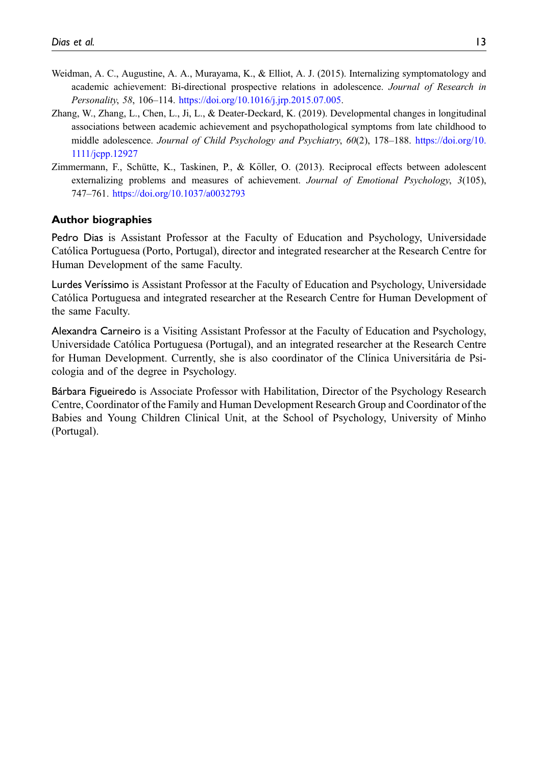Weidman, A. C., Augustine, A. A., Murayama, K., & Elliot, A. J. (2015). Internalizing symptomatology and academic achievement: Bi-directional prospective relations in adolescence. *Journal of Research in Personality*, *58*, 106–114. https://doi.org/10.1016/j.jrp.2015.07.005.

Zhang, W., Zhang, L., Chen, L., Ji, L., & Deater-Deckard, K. (2019). Developmental changes in longitudinal associations between academic achievement and psychopathological symptoms from late childhood to middle adolescence. *Journal of Child Psychology and Psychiatry*, *60*(2), 178–188. https://doi.org/10.1111/jcpp.12927

Zimmermann, F., Schütte, K., Taskinen, P., & Köller, O. (2013). Reciprocal effects between adolescent externalizing problems and measures of achievement. *Journal of Emotional Psychology*, *3*(105), 747–761. https://doi.org/10.1037/a0032793

## Author biographies

Pedro Dias is Assistant Professor at the Faculty of Education and Psychology, Universidade Católica Portuguesa (Porto, Portugal), director and integrated researcher at the Research Centre for Human Development of the same Faculty.

Lurdes Veríssimo is Assistant Professor at the Faculty of Education and Psychology, Universidade Católica Portuguesa and integrated researcher at the Research Centre for Human Development of the same Faculty.

Alexandra Carneiro is a Visiting Assistant Professor at the Faculty of Education and Psychology, Universidade Católica Portuguesa (Portugal), and an integrated researcher at the Research Centre for Human Development. Currently, she is also coordinator of the Clínica Universitária de Psicologia and of the degree in Psychology.

Bárbara Figueiredo is Associate Professor with Habilitation, Director of the Psychology Research Centre, Coordinator of the Family and Human Development Research Group and Coordinator of the Babies and Young Children Clinical Unit, at the School of Psychology, University of Minho (Portugal).